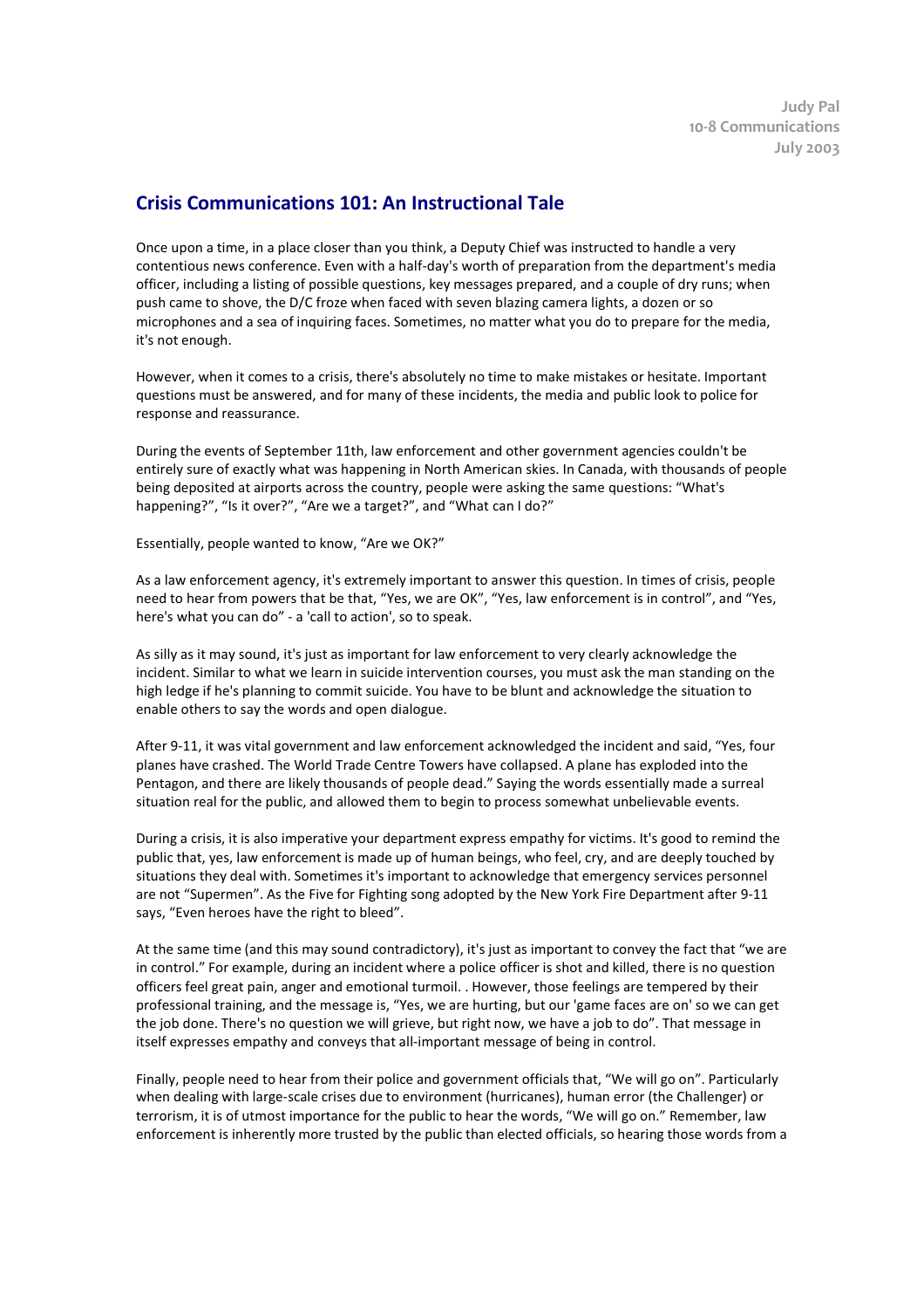Judy Pal
10-8 Communications
July 2003

# Crisis Communications 101: An Instructional Tale

Once upon a time, in a place closer than you think, a Deputy Chief was instructed to handle a very contentious news conference. Even with a half-day's worth of preparation from the department's media officer, including a listing of possible questions, key messages prepared, and a couple of dry runs; when push came to shove, the D/C froze when faced with seven blazing camera lights, a dozen or so microphones and a sea of inquiring faces. Sometimes, no matter what you do to prepare for the media, it's not enough.

However, when it comes to a crisis, there's absolutely no time to make mistakes or hesitate. Important questions must be answered, and for many of these incidents, the media and public look to police for response and reassurance.

During the events of September 11th, law enforcement and other government agencies couldn't be entirely sure of exactly what was happening in North American skies. In Canada, with thousands of people being deposited at airports across the country, people were asking the same questions: "What's happening?", "Is it over?", "Are we a target?", and "What can I do?"

Essentially, people wanted to know, "Are we OK?"

As a law enforcement agency, it's extremely important to answer this question. In times of crisis, people need to hear from powers that be that, "Yes, we are OK", "Yes, law enforcement is in control", and "Yes, here's what you can do" - a 'call to action', so to speak.

As silly as it may sound, it's just as important for law enforcement to very clearly acknowledge the incident. Similar to what we learn in suicide intervention courses, you must ask the man standing on the high ledge if he's planning to commit suicide. You have to be blunt and acknowledge the situation to enable others to say the words and open dialogue.

After 9-11, it was vital government and law enforcement acknowledged the incident and said, "Yes, four planes have crashed. The World Trade Centre Towers have collapsed. A plane has exploded into the Pentagon, and there are likely thousands of people dead." Saying the words essentially made a surreal situation real for the public, and allowed them to begin to process somewhat unbelievable events.

During a crisis, it is also imperative your department express empathy for victims. It's good to remind the public that, yes, law enforcement is made up of human beings, who feel, cry, and are deeply touched by situations they deal with. Sometimes it's important to acknowledge that emergency services personnel are not "Supermen". As the Five for Fighting song adopted by the New York Fire Department after 9-11 says, "Even heroes have the right to bleed".

At the same time (and this may sound contradictory), it's just as important to convey the fact that "we are in control." For example, during an incident where a police officer is shot and killed, there is no question officers feel great pain, anger and emotional turmoil. . However, those feelings are tempered by their professional training, and the message is, "Yes, we are hurting, but our 'game faces are on' so we can get the job done. There's no question we will grieve, but right now, we have a job to do". That message in itself expresses empathy and conveys that all-important message of being in control.

Finally, people need to hear from their police and government officials that, "We will go on". Particularly when dealing with large-scale crises due to environment (hurricanes), human error (the Challenger) or terrorism, it is of utmost importance for the public to hear the words, "We will go on." Remember, law enforcement is inherently more trusted by the public than elected officials, so hearing those words from a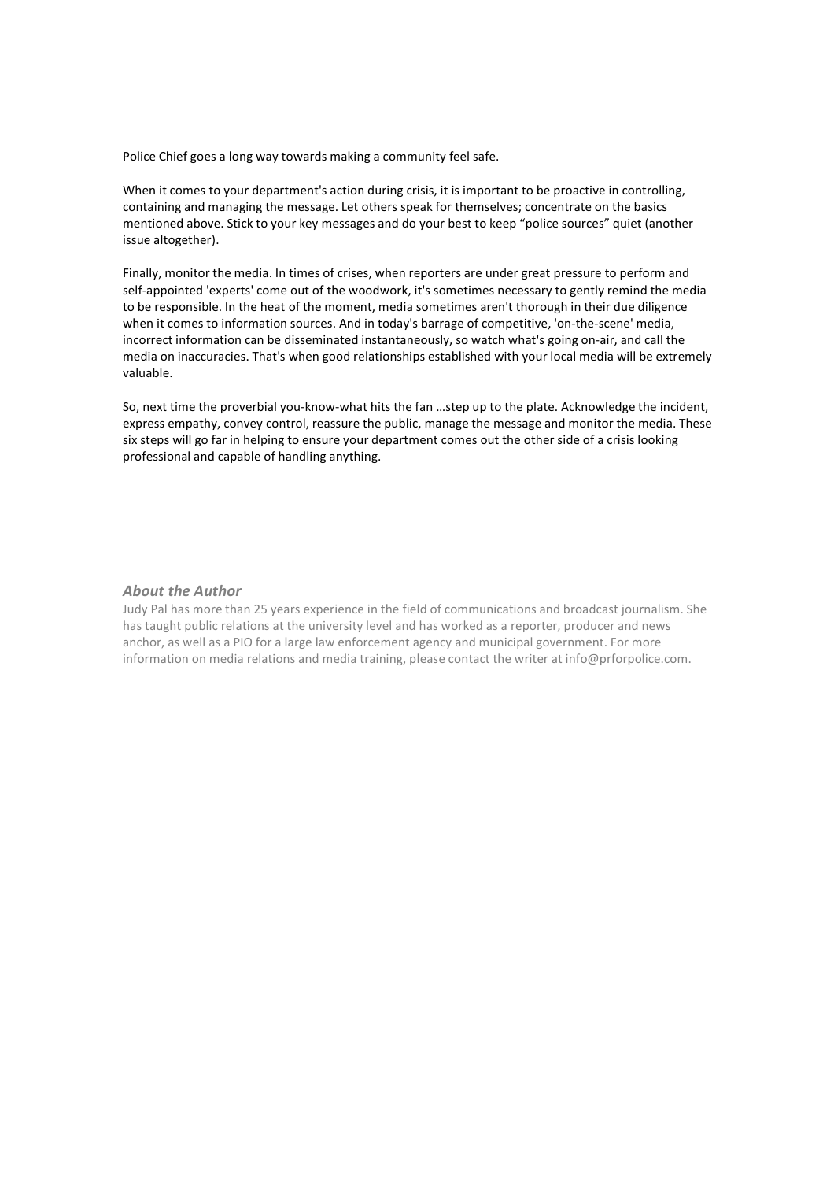Police Chief goes a long way towards making a community feel safe.

When it comes to your department's action during crisis, it is important to be proactive in controlling, containing and managing the message. Let others speak for themselves; concentrate on the basics mentioned above. Stick to your key messages and do your best to keep "police sources" quiet (another issue altogether).

Finally, monitor the media. In times of crises, when reporters are under great pressure to perform and self-appointed 'experts' come out of the woodwork, it's sometimes necessary to gently remind the media to be responsible. In the heat of the moment, media sometimes aren't thorough in their due diligence when it comes to information sources. And in today's barrage of competitive, 'on-the-scene' media, incorrect information can be disseminated instantaneously, so watch what's going on-air, and call the media on inaccuracies. That's when good relationships established with your local media will be extremely valuable.

So, next time the proverbial you-know-what hits the fan …step up to the plate. Acknowledge the incident, express empathy, convey control, reassure the public, manage the message and monitor the media. These six steps will go far in helping to ensure your department comes out the other side of a crisis looking professional and capable of handling anything.

### *About the Author*

Judy Pal has more than 25 years experience in the field of communications and broadcast journalism. She has taught public relations at the university level and has worked as a reporter, producer and news anchor, as well as a PIO for a large law enforcement agency and municipal government. For more information on media relations and media training, please contact the writer at info@prforpolice.com.